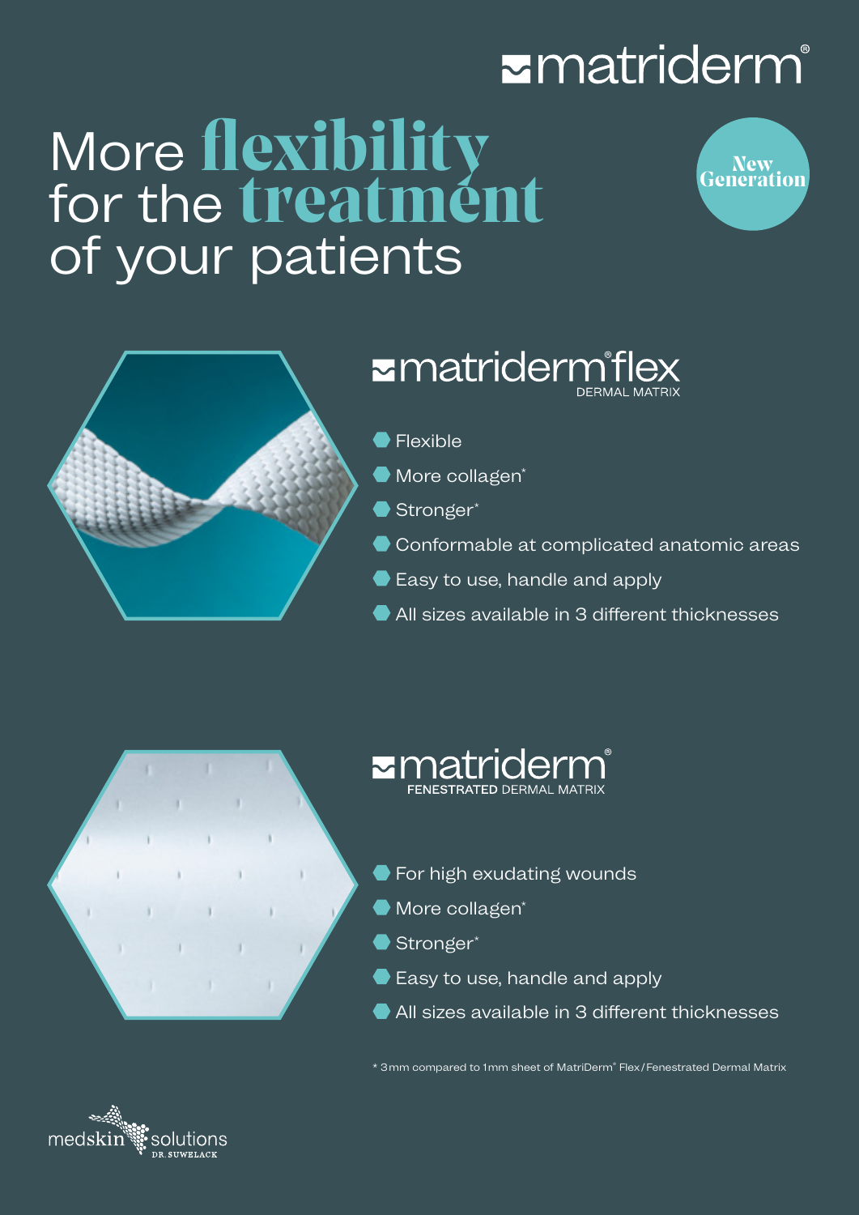matriderm®

# More flexibility for the treatment of your patients

New Generation

## matriderm® flex

DERMAL MATRIX

- Flexible
- More collagen*
- Stronger*
- Conformable at complicated anatomic areas
- Easy to use, handle and apply
- All sizes available in 3 different thicknesses

## matriderm®

FENESTRATED DERMAL MATRIX

- For high exudating wounds
- More collagen*
- Stronger*
- Easy to use, handle and apply
- All sizes available in 3 different thicknesses

* 3mm compared to 1mm sheet of MatriDerm® Flex/Fenestrated Dermal Matrix

medskin solutions DR. SUWELACK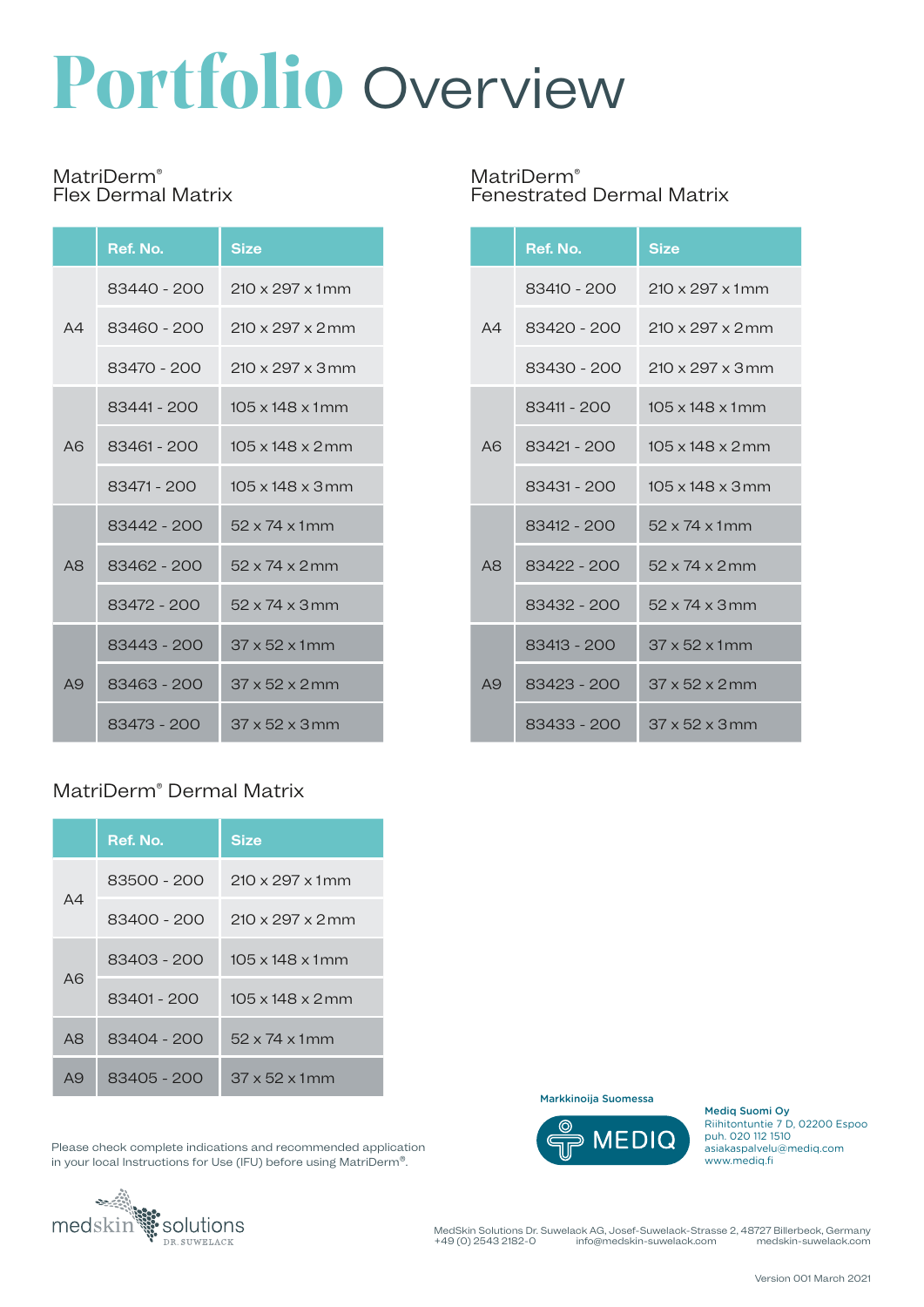# Portfolio Overview

## MatriDerm® Flex Dermal Matrix

| | Ref. No. | Size |
|---|---|---|
| A4 | 83440 - 200 | 210 x 297 x 1mm |
| | 83460 - 200 | 210 x 297 x 2mm |
| | 83470 - 200 | 210 x 297 x 3mm |
| A6 | 83441 - 200 | 105 x 148 x 1mm |
| | 83461 - 200 | 105 x 148 x 2mm |
| | 83471 - 200 | 105 x 148 x 3mm |
| A8 | 83442 - 200 | 52 x 74 x 1mm |
| | 83462 - 200 | 52 x 74 x 2mm |
| | 83472 - 200 | 52 x 74 x 3mm |
| A9 | 83443 - 200 | 37 x 52 x 1mm |
| | 83463 - 200 | 37 x 52 x 2mm |
| | 83473 - 200 | 37 x 52 x 3mm |

## MatriDerm® Fenestrated Dermal Matrix

| | Ref. No. | Size |
|---|---|---|
| A4 | 83410 - 200 | 210 x 297 x 1mm |
| | 83420 - 200 | 210 x 297 x 2mm |
| | 83430 - 200 | 210 x 297 x 3mm |
| A6 | 83411 - 200 | 105 x 148 x 1mm |
| | 83421 - 200 | 105 x 148 x 2mm |
| | 83431 - 200 | 105 x 148 x 3mm |
| A8 | 83412 - 200 | 52 x 74 x 1mm |
| | 83422 - 200 | 52 x 74 x 2mm |
| | 83432 - 200 | 52 x 74 x 3mm |
| A9 | 83413 - 200 | 37 x 52 x 1mm |
| | 83423 - 200 | 37 x 52 x 2mm |
| | 83433 - 200 | 37 x 52 x 3mm |

## MatriDerm® Dermal Matrix

| | Ref. No. | Size |
|---|---|---|
| A4 | 83500 - 200 | 210 x 297 x 1mm |
| | 83400 - 200 | 210 x 297 x 2mm |
| A6 | 83403 - 200 | 105 x 148 x 1mm |
| | 83401 - 200 | 105 x 148 x 2mm |
| A8 | 83404 - 200 | 52 x 74 x 1mm |
| A9 | 83405 - 200 | 37 x 52 x 1mm |

Please check complete indications and recommended application in your local Instructions for Use (IFU) before using MatriDerm®.

medskin solutions DR. SUWELACK

Markkinoija Suomessa

MEDIQ

**Mediq Suomi Oy**
Riihitontuntie 7 D, 02200 Espoo
puh. 020 112 1510
asiakaspalvelu@mediq.com
www.mediq.fi

MedSkin Solutions Dr. Suwelack AG, Josef-Suwelack-Strasse 2, 48727 Billerbeck, Germany
+49 (0) 2543 2182-0 info@medskin-suwelack.com medskin-suwelack.com

Version 001 March 2021